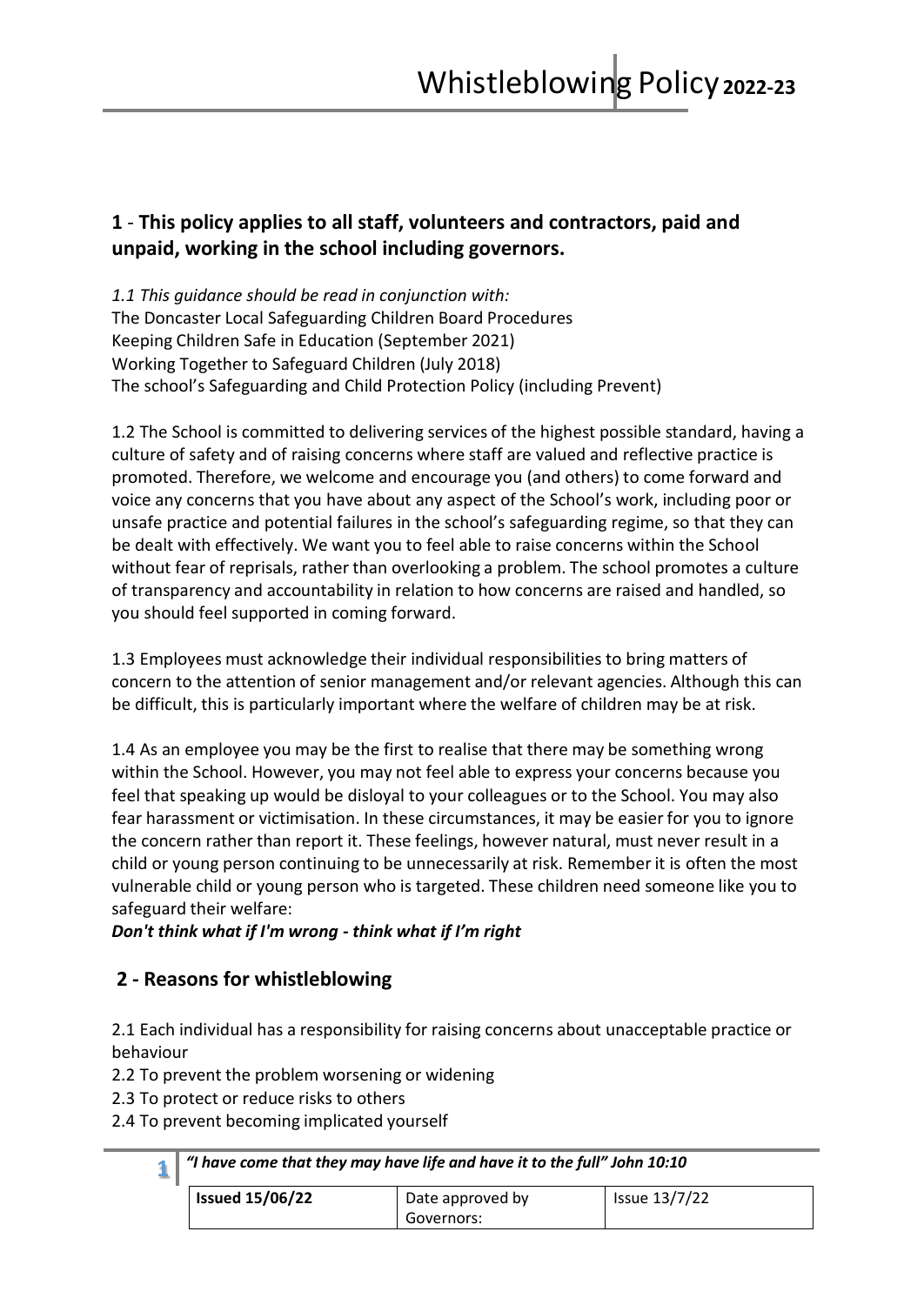# Whistleblowing Policy 2022-23

## 1 - This policy applies to all staff, volunteers and contractors, paid and unpaid, working in the school including governors.

*1.1 This guidance should be read in conjunction with:*
The Doncaster Local Safeguarding Children Board Procedures
Keeping Children Safe in Education (September 2021)
Working Together to Safeguard Children (July 2018)
The school's Safeguarding and Child Protection Policy (including Prevent)

1.2 The School is committed to delivering services of the highest possible standard, having a culture of safety and of raising concerns where staff are valued and reflective practice is promoted. Therefore, we welcome and encourage you (and others) to come forward and voice any concerns that you have about any aspect of the School's work, including poor or unsafe practice and potential failures in the school's safeguarding regime, so that they can be dealt with effectively. We want you to feel able to raise concerns within the School without fear of reprisals, rather than overlooking a problem. The school promotes a culture of transparency and accountability in relation to how concerns are raised and handled, so you should feel supported in coming forward.

1.3 Employees must acknowledge their individual responsibilities to bring matters of concern to the attention of senior management and/or relevant agencies. Although this can be difficult, this is particularly important where the welfare of children may be at risk.

1.4 As an employee you may be the first to realise that there may be something wrong within the School. However, you may not feel able to express your concerns because you feel that speaking up would be disloyal to your colleagues or to the School. You may also fear harassment or victimisation. In these circumstances, it may be easier for you to ignore the concern rather than report it. These feelings, however natural, must never result in a child or young person continuing to be unnecessarily at risk. Remember it is often the most vulnerable child or young person who is targeted. These children need someone like you to safeguard their welfare:

***Don't think what if I'm wrong - think what if I'm right***

## 2 - Reasons for whistleblowing

2.1 Each individual has a responsibility for raising concerns about unacceptable practice or behaviour

2.2 To prevent the problem worsening or widening

2.3 To protect or reduce risks to others

2.4 To prevent becoming implicated yourself

***"I have come that they may have life and have it to the full" John 10:10***

| **Issued 15/06/22** | Date approved by Governors: | Issue 13/7/22 |
|---|---|---|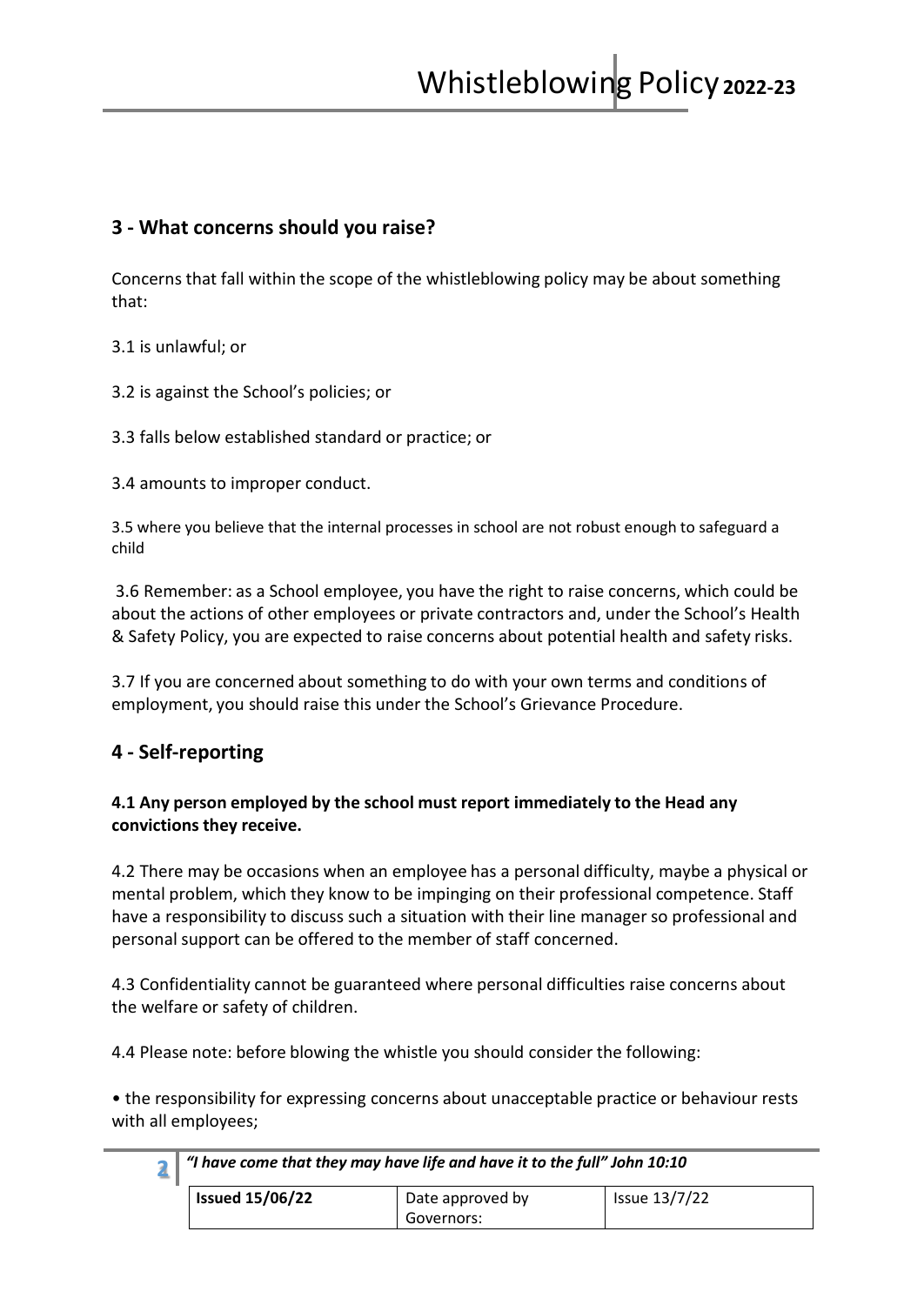## 3 - What concerns should you raise?

Concerns that fall within the scope of the whistleblowing policy may be about something that:

3.1 is unlawful; or

3.2 is against the School's policies; or

3.3 falls below established standard or practice; or

3.4 amounts to improper conduct.

3.5 where you believe that the internal processes in school are not robust enough to safeguard a child

3.6 Remember: as a School employee, you have the right to raise concerns, which could be about the actions of other employees or private contractors and, under the School's Health & Safety Policy, you are expected to raise concerns about potential health and safety risks.

3.7 If you are concerned about something to do with your own terms and conditions of employment, you should raise this under the School's Grievance Procedure.

## 4 - Self-reporting

**4.1 Any person employed by the school must report immediately to the Head any convictions they receive.**

4.2 There may be occasions when an employee has a personal difficulty, maybe a physical or mental problem, which they know to be impinging on their professional competence. Staff have a responsibility to discuss such a situation with their line manager so professional and personal support can be offered to the member of staff concerned.

4.3 Confidentiality cannot be guaranteed where personal difficulties raise concerns about the welfare or safety of children.

4.4 Please note: before blowing the whistle you should consider the following:

- the responsibility for expressing concerns about unacceptable practice or behaviour rests with all employees;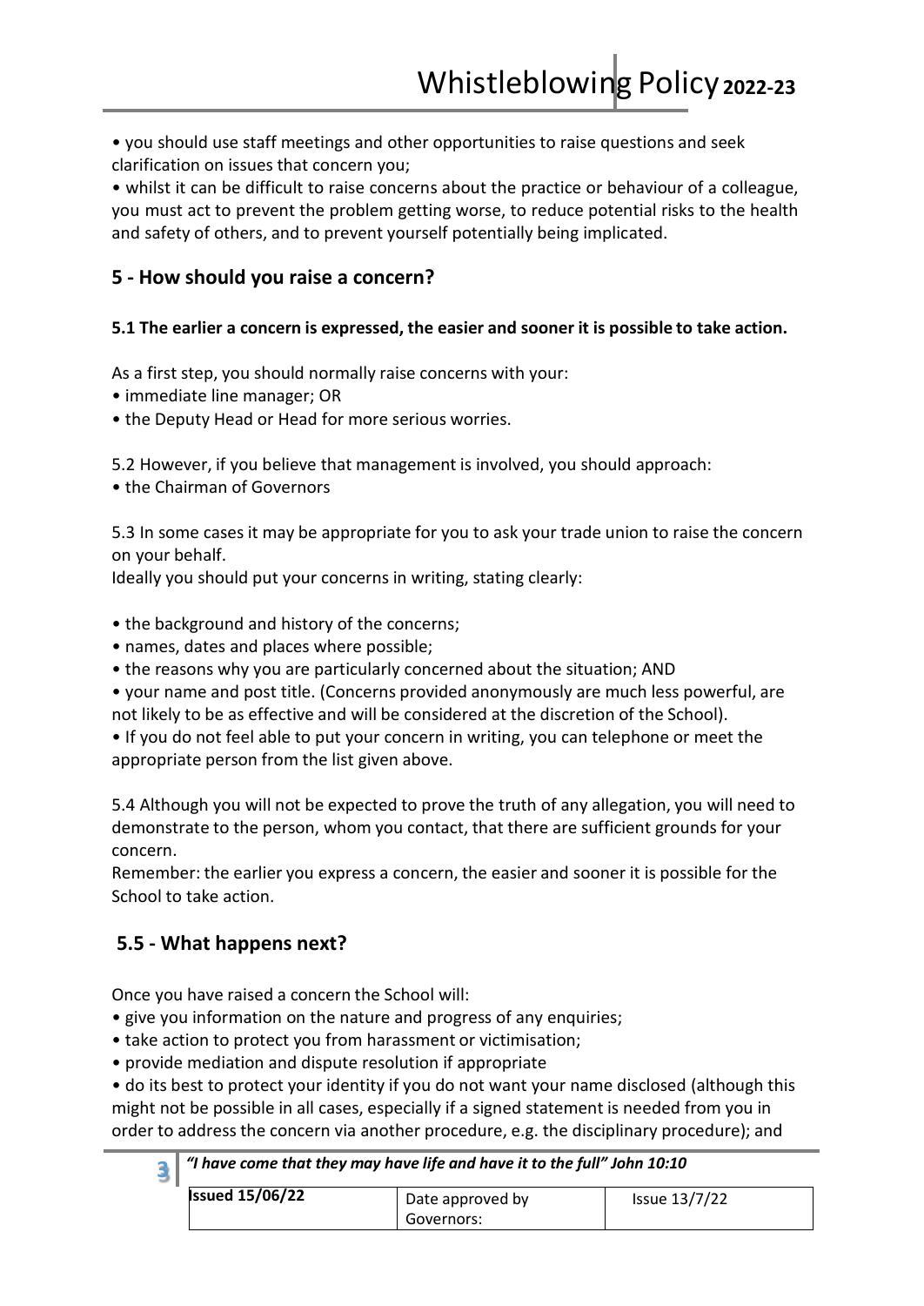• you should use staff meetings and other opportunities to raise questions and seek clarification on issues that concern you;

• whilst it can be difficult to raise concerns about the practice or behaviour of a colleague, you must act to prevent the problem getting worse, to reduce potential risks to the health and safety of others, and to prevent yourself potentially being implicated.

## 5 - How should you raise a concern?

**5.1 The earlier a concern is expressed, the easier and sooner it is possible to take action.**

As a first step, you should normally raise concerns with your:

- immediate line manager; OR
- the Deputy Head or Head for more serious worries.

5.2 However, if you believe that management is involved, you should approach:

- the Chairman of Governors

5.3 In some cases it may be appropriate for you to ask your trade union to raise the concern on your behalf.

Ideally you should put your concerns in writing, stating clearly:

- the background and history of the concerns;
- names, dates and places where possible;
- the reasons why you are particularly concerned about the situation; AND
- your name and post title. (Concerns provided anonymously are much less powerful, are not likely to be as effective and will be considered at the discretion of the School).
- If you do not feel able to put your concern in writing, you can telephone or meet the appropriate person from the list given above.

5.4 Although you will not be expected to prove the truth of any allegation, you will need to demonstrate to the person, whom you contact, that there are sufficient grounds for your concern.

Remember: the earlier you express a concern, the easier and sooner it is possible for the School to take action.

## 5.5 - What happens next?

Once you have raised a concern the School will:

- give you information on the nature and progress of any enquiries;
- take action to protect you from harassment or victimisation;
- provide mediation and dispute resolution if appropriate
- do its best to protect your identity if you do not want your name disclosed (although this might not be possible in all cases, especially if a signed statement is needed from you in order to address the concern via another procedure, e.g. the disciplinary procedure); and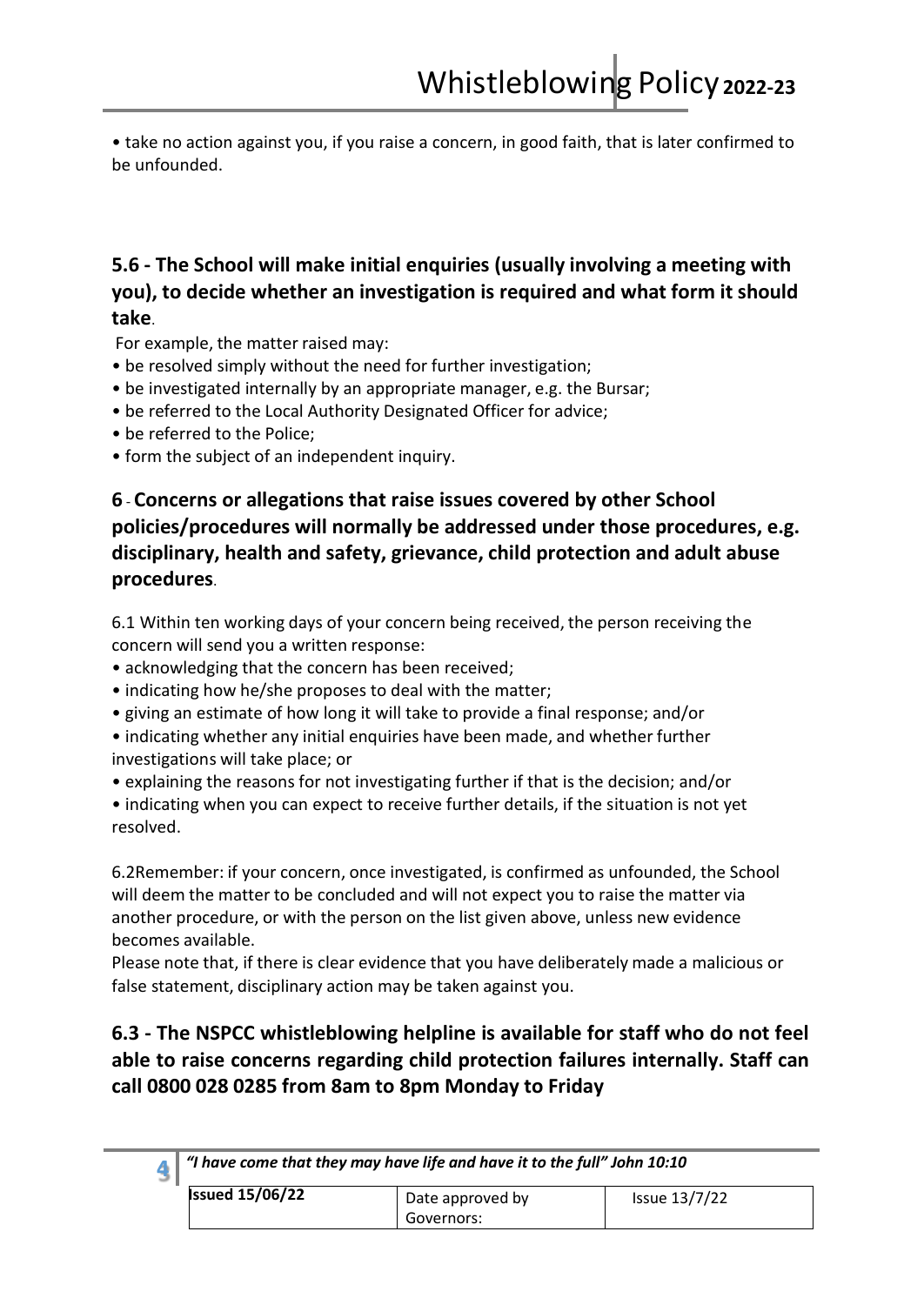• take no action against you, if you raise a concern, in good faith, that is later confirmed to be unfounded.

## 5.6 - The School will make initial enquiries (usually involving a meeting with you), to decide whether an investigation is required and what form it should take.

For example, the matter raised may:

- be resolved simply without the need for further investigation;
- be investigated internally by an appropriate manager, e.g. the Bursar;
- be referred to the Local Authority Designated Officer for advice;
- be referred to the Police;
- form the subject of an independent inquiry.

## 6 - Concerns or allegations that raise issues covered by other School policies/procedures will normally be addressed under those procedures, e.g. disciplinary, health and safety, grievance, child protection and adult abuse procedures.

6.1 Within ten working days of your concern being received, the person receiving the concern will send you a written response:

- acknowledging that the concern has been received;
- indicating how he/she proposes to deal with the matter;
- giving an estimate of how long it will take to provide a final response; and/or
- indicating whether any initial enquiries have been made, and whether further investigations will take place; or
- explaining the reasons for not investigating further if that is the decision; and/or
- indicating when you can expect to receive further details, if the situation is not yet resolved.

6.2Remember: if your concern, once investigated, is confirmed as unfounded, the School will deem the matter to be concluded and will not expect you to raise the matter via another procedure, or with the person on the list given above, unless new evidence becomes available.

Please note that, if there is clear evidence that you have deliberately made a malicious or false statement, disciplinary action may be taken against you.

## 6.3 - The NSPCC whistleblowing helpline is available for staff who do not feel able to raise concerns regarding child protection failures internally. Staff can call 0800 028 0285 from 8am to 8pm Monday to Friday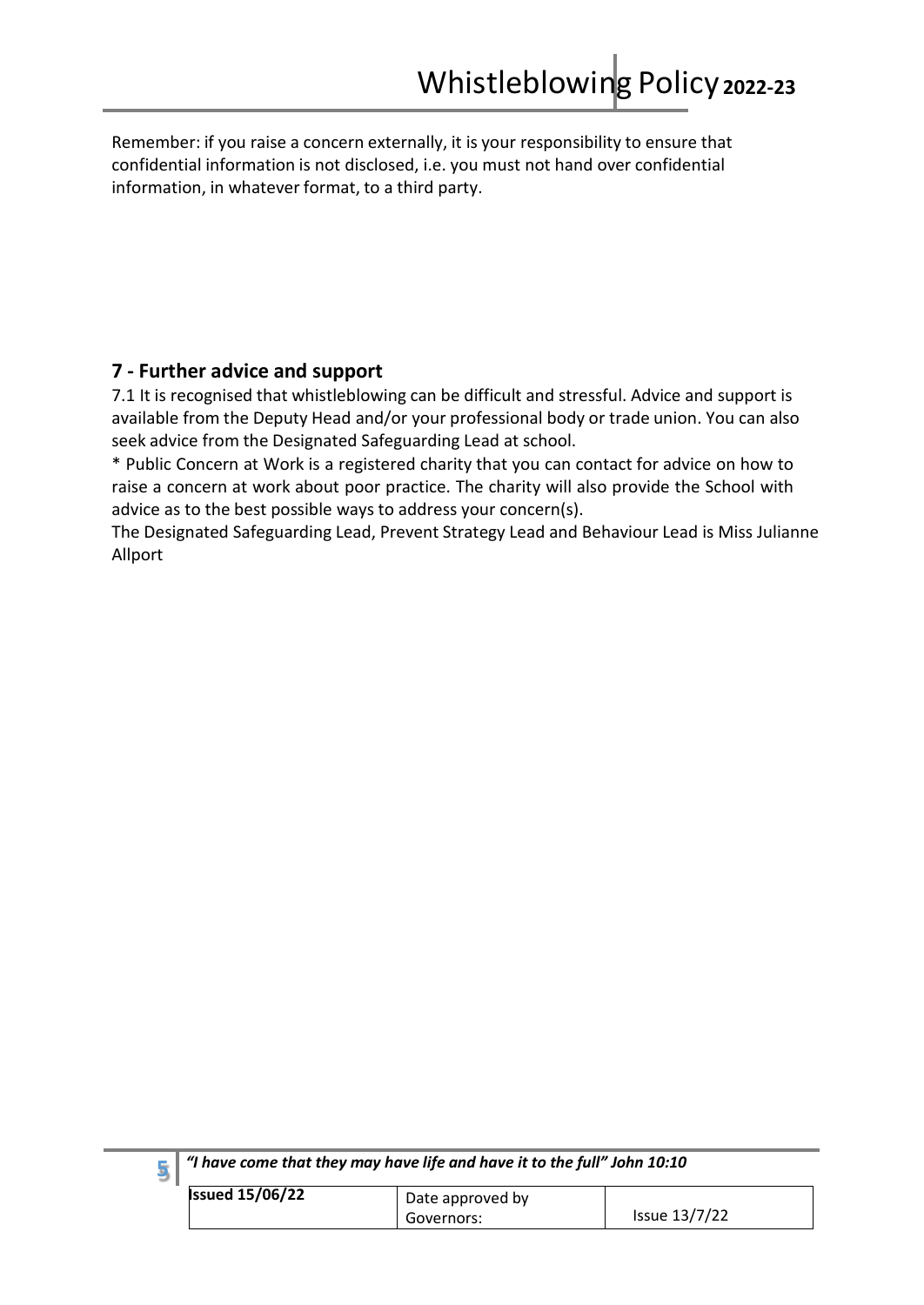Remember: if you raise a concern externally, it is your responsibility to ensure that confidential information is not disclosed, i.e. you must not hand over confidential information, in whatever format, to a third party.

## 7 - Further advice and support

7.1 It is recognised that whistleblowing can be difficult and stressful. Advice and support is available from the Deputy Head and/or your professional body or trade union. You can also seek advice from the Designated Safeguarding Lead at school.

* Public Concern at Work is a registered charity that you can contact for advice on how to raise a concern at work about poor practice. The charity will also provide the School with advice as to the best possible ways to address your concern(s).

The Designated Safeguarding Lead, Prevent Strategy Lead and Behaviour Lead is Miss Julianne Allport